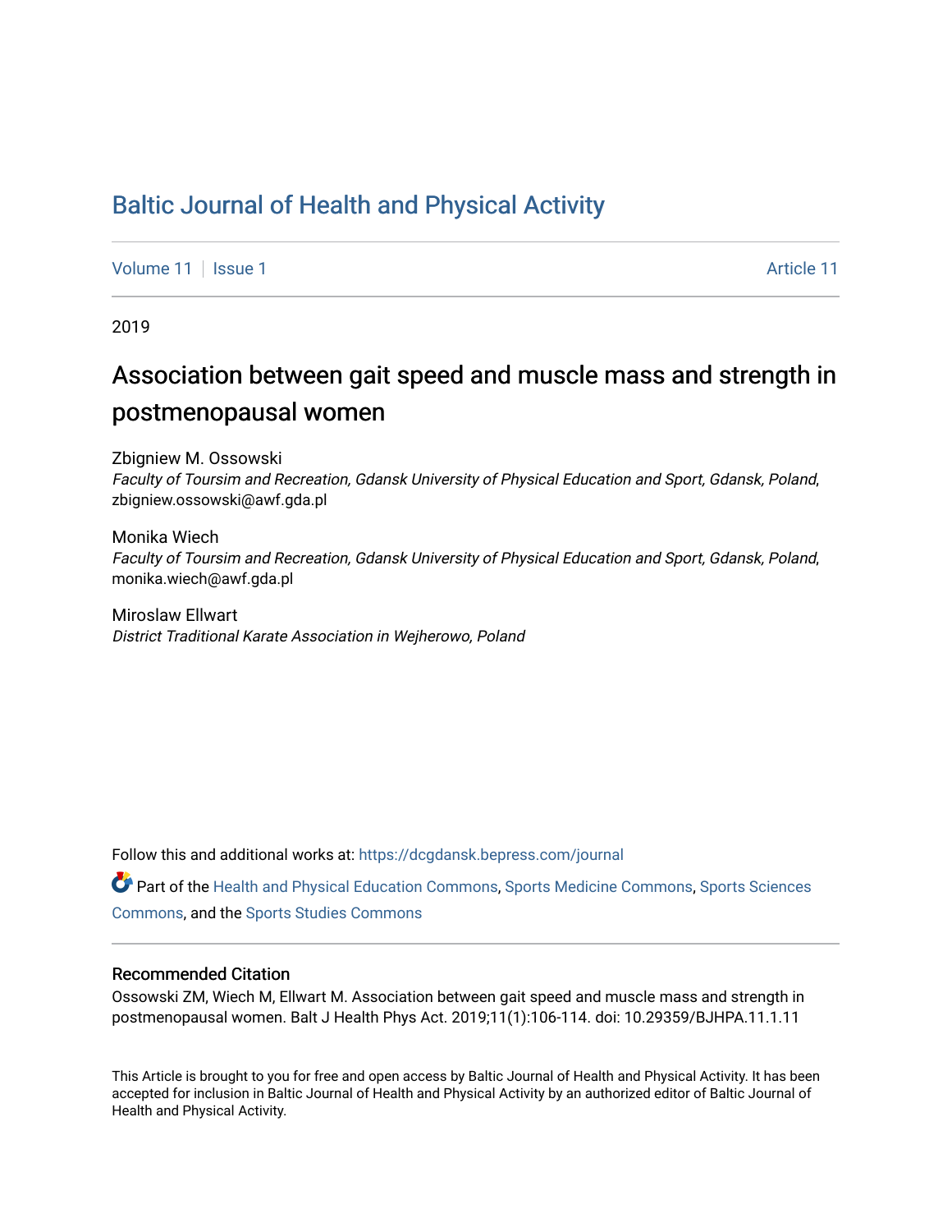# Baltic Journal of Health and Physical Activity

Volume 11 | Issue 1 Article 11

2019

## Association between gait speed and muscle mass and strength in postmenopausal women

Zbigniew M. Ossowski
*Faculty of Toursim and Recreation, Gdansk University of Physical Education and Sport, Gdansk, Poland*, zbigniew.ossowski@awf.gda.pl

Monika Wiech
*Faculty of Toursim and Recreation, Gdansk University of Physical Education and Sport, Gdansk, Poland*, monika.wiech@awf.gda.pl

Miroslaw Ellwart
*District Traditional Karate Association in Wejherowo, Poland*

Follow this and additional works at: https://dcgdansk.bepress.com/journal

Part of the Health and Physical Education Commons, Sports Medicine Commons, Sports Sciences Commons, and the Sports Studies Commons

### Recommended Citation

Ossowski ZM, Wiech M, Ellwart M. Association between gait speed and muscle mass and strength in postmenopausal women. Balt J Health Phys Act. 2019;11(1):106-114. doi: 10.29359/BJHPA.11.1.11

This Article is brought to you for free and open access by Baltic Journal of Health and Physical Activity. It has been accepted for inclusion in Baltic Journal of Health and Physical Activity by an authorized editor of Baltic Journal of Health and Physical Activity.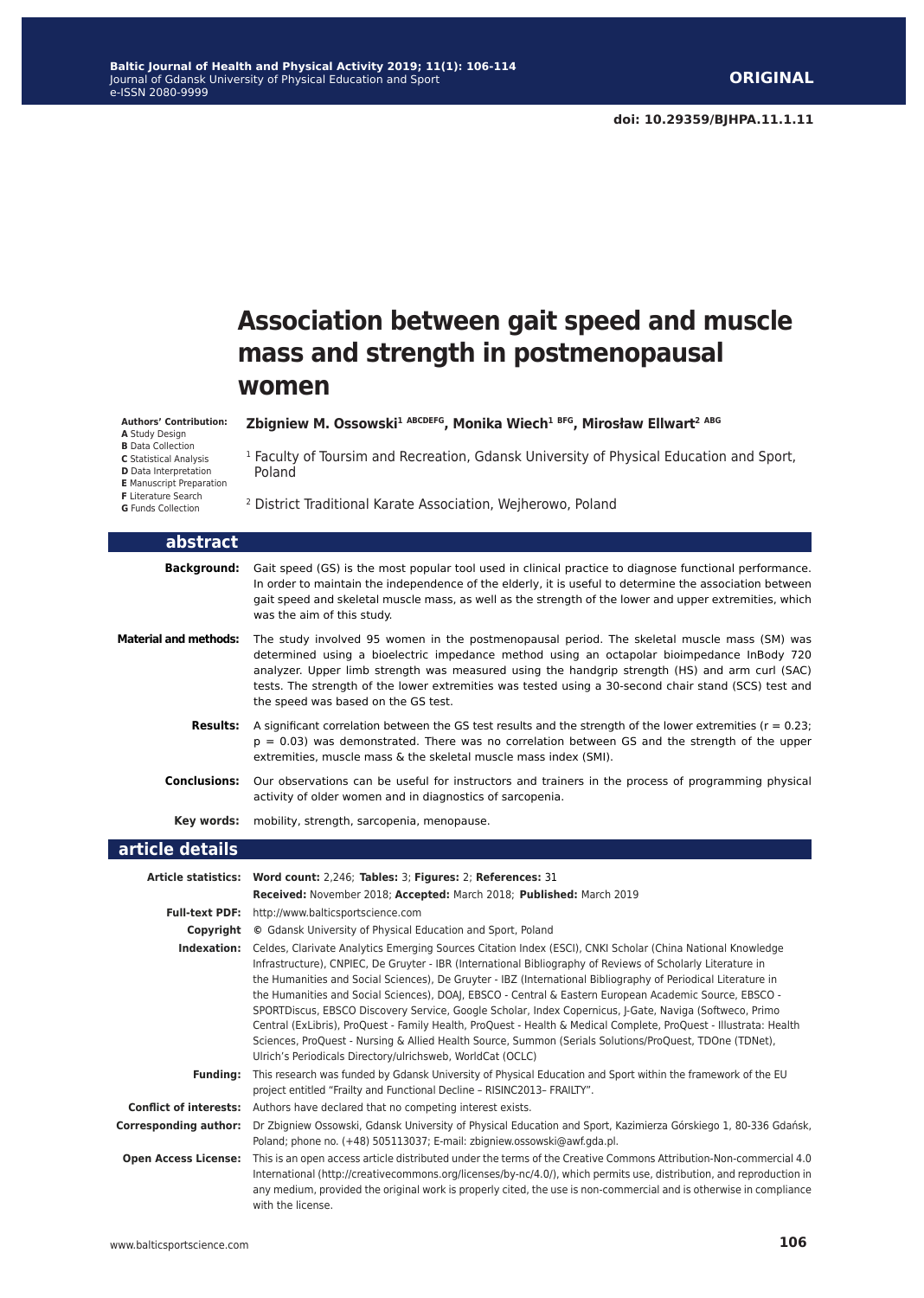# Association between gait speed and muscle mass and strength in postmenopausal women

**Authors' Contribution:**
**A** Study Design
**B** Data Collection
**C** Statistical Analysis
**D** Data Interpretation
**E** Manuscript Preparation
**F** Literature Search
**G** Funds Collection

**Zbigniew M. Ossowski[1 ABCDEFG], Monika Wiech[1 BFG], Mirosław Ellwart[2 ABG]**

[1] Faculty of Toursim and Recreation, Gdansk University of Physical Education and Sport, Poland

[2] District Traditional Karate Association, Wejherowo, Poland

## abstract

**Background:** Gait speed (GS) is the most popular tool used in clinical practice to diagnose functional performance. In order to maintain the independence of the elderly, it is useful to determine the association between gait speed and skeletal muscle mass, as well as the strength of the lower and upper extremities, which was the aim of this study.

**Material and methods:** The study involved 95 women in the postmenopausal period. The skeletal muscle mass (SM) was determined using a bioelectric impedance method using an octapolar bioimpedance InBody 720 analyzer. Upper limb strength was measured using the handgrip strength (HS) and arm curl (SAC) tests. The strength of the lower extremities was tested using a 30-second chair stand (SCS) test and the speed was based on the GS test.

**Results:** A significant correlation between the GS test results and the strength of the lower extremities ($r = 0.23$; $p = 0.03$) was demonstrated. There was no correlation between GS and the strength of the upper extremities, muscle mass & the skeletal muscle mass index (SMI).

**Conclusions:** Our observations can be useful for instructors and trainers in the process of programming physical activity of older women and in diagnostics of sarcopenia.

**Key words:** mobility, strength, sarcopenia, menopause.

## article details

**Article statistics:** **Word count:** 2,246; **Tables:** 3; **Figures:** 2; **References:** 31
**Received:** November 2018; **Accepted:** March 2018; **Published:** March 2019

**Full-text PDF:** http://www.balticsportscience.com

**Copyright** © Gdansk University of Physical Education and Sport, Poland

**Indexation:** Celdes, Clarivate Analytics Emerging Sources Citation Index (ESCI), CNKI Scholar (China National Knowledge Infrastructure), CNPIEC, De Gruyter - IBR (International Bibliography of Reviews of Scholarly Literature in the Humanities and Social Sciences), De Gruyter - IBZ (International Bibliography of Periodical Literature in the Humanities and Social Sciences), DOAJ, EBSCO - Central & Eastern European Academic Source, EBSCO - SPORTDiscus, EBSCO Discovery Service, Google Scholar, Index Copernicus, J-Gate, Naviga (Softweco, Primo Central (ExLibris), ProQuest - Family Health, ProQuest - Health & Medical Complete, ProQuest - Illustrata: Health Sciences, ProQuest - Nursing & Allied Health Source, Summon (Serials Solutions/ProQuest, TDOne (TDNet), Ulrich's Periodicals Directory/ulrichsweb, WorldCat (OCLC)

**Funding:** This research was funded by Gdansk University of Physical Education and Sport within the framework of the EU project entitled "Frailty and Functional Decline – RISINC2013– FRAILTY".

**Conflict of interests:** Authors have declared that no competing interest exists.

**Corresponding author:** Dr Zbigniew Ossowski, Gdansk University of Physical Education and Sport, Kazimierza Górskiego 1, 80-336 Gdańsk, Poland; phone no. (+48) 505113037; E-mail: zbigniew.ossowski@awf.gda.pl.

**Open Access License:** This is an open access article distributed under the terms of the Creative Commons Attribution-Non-commercial 4.0 International (http://creativecommons.org/licenses/by-nc/4.0/), which permits use, distribution, and reproduction in any medium, provided the original work is properly cited, the use is non-commercial and is otherwise in compliance with the license.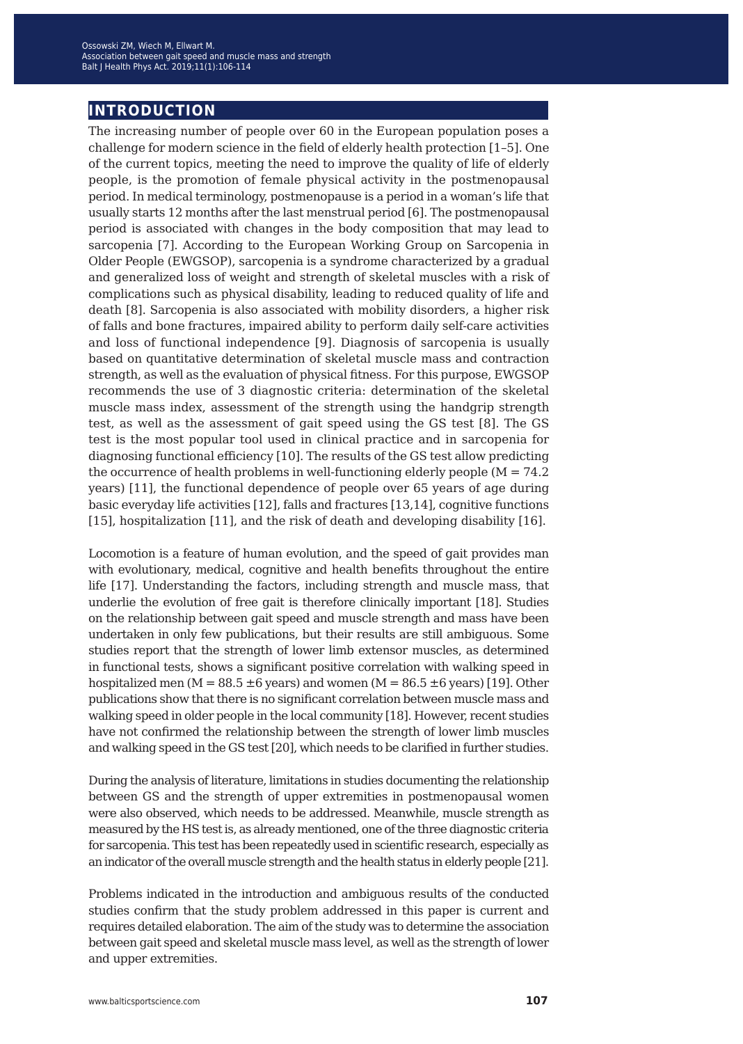# INTRODUCTION

The increasing number of people over 60 in the European population poses a challenge for modern science in the field of elderly health protection [1–5]. One of the current topics, meeting the need to improve the quality of life of elderly people, is the promotion of female physical activity in the postmenopausal period. In medical terminology, postmenopause is a period in a woman's life that usually starts 12 months after the last menstrual period [6]. The postmenopausal period is associated with changes in the body composition that may lead to sarcopenia [7]. According to the European Working Group on Sarcopenia in Older People (EWGSOP), sarcopenia is a syndrome characterized by a gradual and generalized loss of weight and strength of skeletal muscles with a risk of complications such as physical disability, leading to reduced quality of life and death [8]. Sarcopenia is also associated with mobility disorders, a higher risk of falls and bone fractures, impaired ability to perform daily self-care activities and loss of functional independence [9]. Diagnosis of sarcopenia is usually based on quantitative determination of skeletal muscle mass and contraction strength, as well as the evaluation of physical fitness. For this purpose, EWGSOP recommends the use of 3 diagnostic criteria: determination of the skeletal muscle mass index, assessment of the strength using the handgrip strength test, as well as the assessment of gait speed using the GS test [8]. The GS test is the most popular tool used in clinical practice and in sarcopenia for diagnosing functional efficiency [10]. The results of the GS test allow predicting the occurrence of health problems in well-functioning elderly people ($M = 74.2$ years) [11], the functional dependence of people over 65 years of age during basic everyday life activities [12], falls and fractures [13,14], cognitive functions [15], hospitalization [11], and the risk of death and developing disability [16].

Locomotion is a feature of human evolution, and the speed of gait provides man with evolutionary, medical, cognitive and health benefits throughout the entire life [17]. Understanding the factors, including strength and muscle mass, that underlie the evolution of free gait is therefore clinically important [18]. Studies on the relationship between gait speed and muscle strength and mass have been undertaken in only few publications, but their results are still ambiguous. Some studies report that the strength of lower limb extensor muscles, as determined in functional tests, shows a significant positive correlation with walking speed in hospitalized men ($M = 88.5 \pm 6$ years) and women ($M = 86.5 \pm 6$ years) [19]. Other publications show that there is no significant correlation between muscle mass and walking speed in older people in the local community [18]. However, recent studies have not confirmed the relationship between the strength of lower limb muscles and walking speed in the GS test [20], which needs to be clarified in further studies.

During the analysis of literature, limitations in studies documenting the relationship between GS and the strength of upper extremities in postmenopausal women were also observed, which needs to be addressed. Meanwhile, muscle strength as measured by the HS test is, as already mentioned, one of the three diagnostic criteria for sarcopenia. This test has been repeatedly used in scientific research, especially as an indicator of the overall muscle strength and the health status in elderly people [21].

Problems indicated in the introduction and ambiguous results of the conducted studies confirm that the study problem addressed in this paper is current and requires detailed elaboration. The aim of the study was to determine the association between gait speed and skeletal muscle mass level, as well as the strength of lower and upper extremities.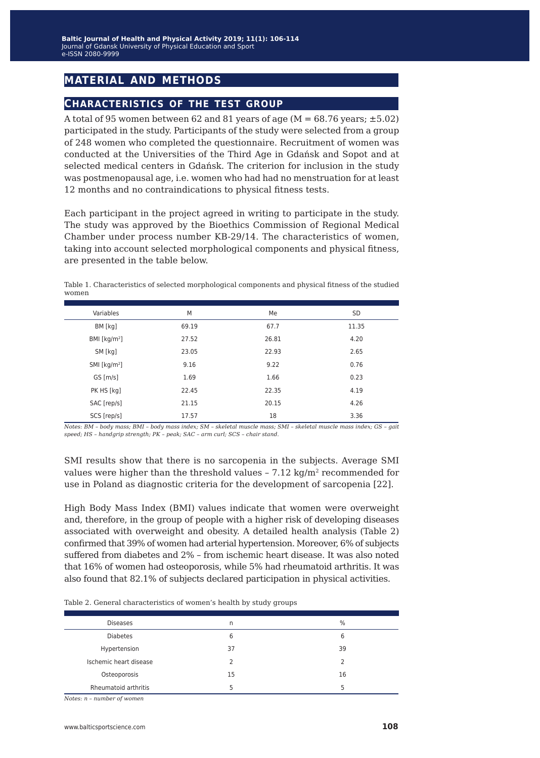## MATERIAL AND METHODS

### CHARACTERISTICS OF THE TEST GROUP

A total of 95 women between 62 and 81 years of age (M = 68.76 years; ±5.02) participated in the study. Participants of the study were selected from a group of 248 women who completed the questionnaire. Recruitment of women was conducted at the Universities of the Third Age in Gdańsk and Sopot and at selected medical centers in Gdańsk. The criterion for inclusion in the study was postmenopausal age, i.e. women who had had no menstruation for at least 12 months and no contraindications to physical fitness tests.

Each participant in the project agreed in writing to participate in the study. The study was approved by the Bioethics Commission of Regional Medical Chamber under process number KB-29/14. The characteristics of women, taking into account selected morphological components and physical fitness, are presented in the table below.

Table 1. Characteristics of selected morphological components and physical fitness of the studied women

| Variables | M | Me | SD |
|---|---|---|---|
| BM [kg] | 69.19 | 67.7 | 11.35 |
| BMI [kg/m$^2$] | 27.52 | 26.81 | 4.20 |
| SM [kg] | 23.05 | 22.93 | 2.65 |
| SMI [kg/m$^2$] | 9.16 | 9.22 | 0.76 |
| GS [m/s] | 1.69 | 1.66 | 0.23 |
| PK HS [kg] | 22.45 | 22.35 | 4.19 |
| SAC [rep/s] | 21.15 | 20.15 | 4.26 |
| SCS [rep/s] | 17.57 | 18 | 3.36 |

*Notes: BM – body mass; BMI – body mass index; SM – skeletal muscle mass; SMI – skeletal muscle mass index; GS – gait speed; HS – handgrip strength; PK – peak; SAC – arm curl; SCS – chair stand.*

SMI results show that there is no sarcopenia in the subjects. Average SMI values were higher than the threshold values – 7.12 kg/m$^2$ recommended for use in Poland as diagnostic criteria for the development of sarcopenia [22].

High Body Mass Index (BMI) values indicate that women were overweight and, therefore, in the group of people with a higher risk of developing diseases associated with overweight and obesity. A detailed health analysis (Table 2) confirmed that 39% of women had arterial hypertension. Moreover, 6% of subjects suffered from diabetes and 2% – from ischemic heart disease. It was also noted that 16% of women had osteoporosis, while 5% had rheumatoid arthritis. It was also found that 82.1% of subjects declared participation in physical activities.

Table 2. General characteristics of women's health by study groups

| Diseases | n | % |
|---|---|---|
| Diabetes | 6 | 6 |
| Hypertension | 37 | 39 |
| Ischemic heart disease | 2 | 2 |
| Osteoporosis | 15 | 16 |
| Rheumatoid arthritis | 5 | 5 |

*Notes: n – number of women*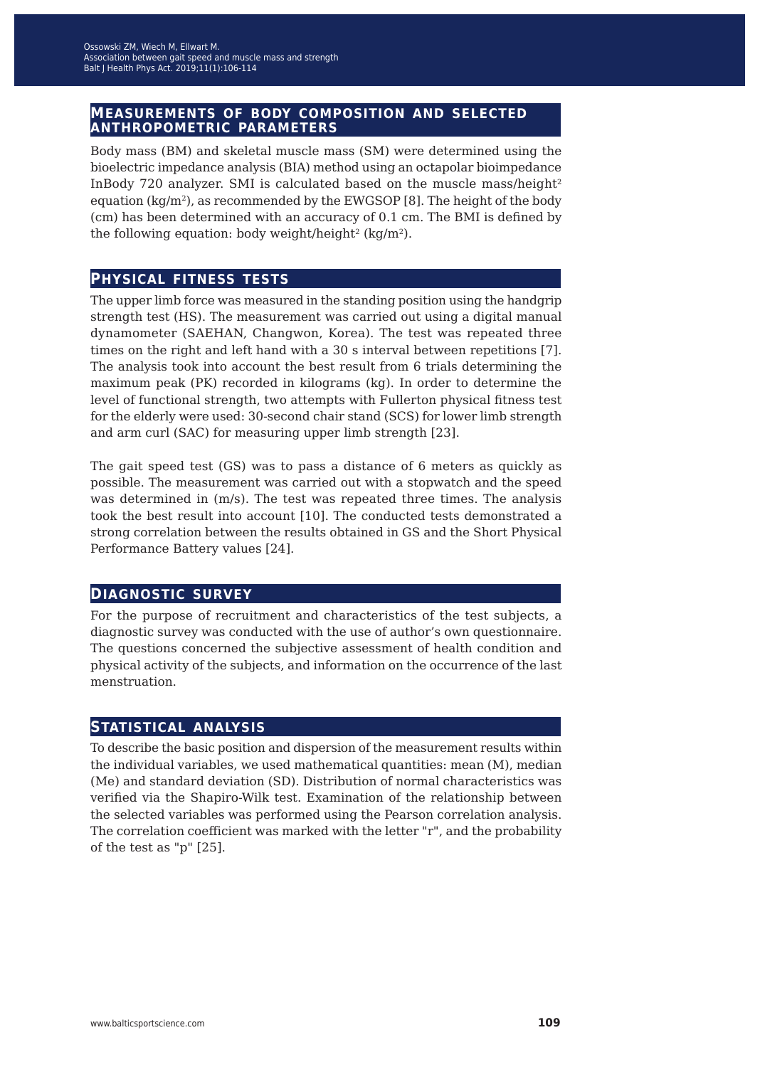## Measurements of body composition and selected anthropometric parameters

Body mass (BM) and skeletal muscle mass (SM) were determined using the bioelectric impedance analysis (BIA) method using an octapolar bioimpedance InBody 720 analyzer. SMI is calculated based on the muscle mass/height$^2$ equation (kg/m$^2$), as recommended by the EWGSOP [8]. The height of the body (cm) has been determined with an accuracy of 0.1 cm. The BMI is defined by the following equation: body weight/height$^2$ (kg/m$^2$).

## Physical fitness tests

The upper limb force was measured in the standing position using the handgrip strength test (HS). The measurement was carried out using a digital manual dynamometer (SAEHAN, Changwon, Korea). The test was repeated three times on the right and left hand with a 30 s interval between repetitions [7]. The analysis took into account the best result from 6 trials determining the maximum peak (PK) recorded in kilograms (kg). In order to determine the level of functional strength, two attempts with Fullerton physical fitness test for the elderly were used: 30-second chair stand (SCS) for lower limb strength and arm curl (SAC) for measuring upper limb strength [23].

The gait speed test (GS) was to pass a distance of 6 meters as quickly as possible. The measurement was carried out with a stopwatch and the speed was determined in (m/s). The test was repeated three times. The analysis took the best result into account [10]. The conducted tests demonstrated a strong correlation between the results obtained in GS and the Short Physical Performance Battery values [24].

## Diagnostic survey

For the purpose of recruitment and characteristics of the test subjects, a diagnostic survey was conducted with the use of author's own questionnaire. The questions concerned the subjective assessment of health condition and physical activity of the subjects, and information on the occurrence of the last menstruation.

## Statistical analysis

To describe the basic position and dispersion of the measurement results within the individual variables, we used mathematical quantities: mean (M), median (Me) and standard deviation (SD). Distribution of normal characteristics was verified via the Shapiro-Wilk test. Examination of the relationship between the selected variables was performed using the Pearson correlation analysis. The correlation coefficient was marked with the letter "r", and the probability of the test as "p" [25].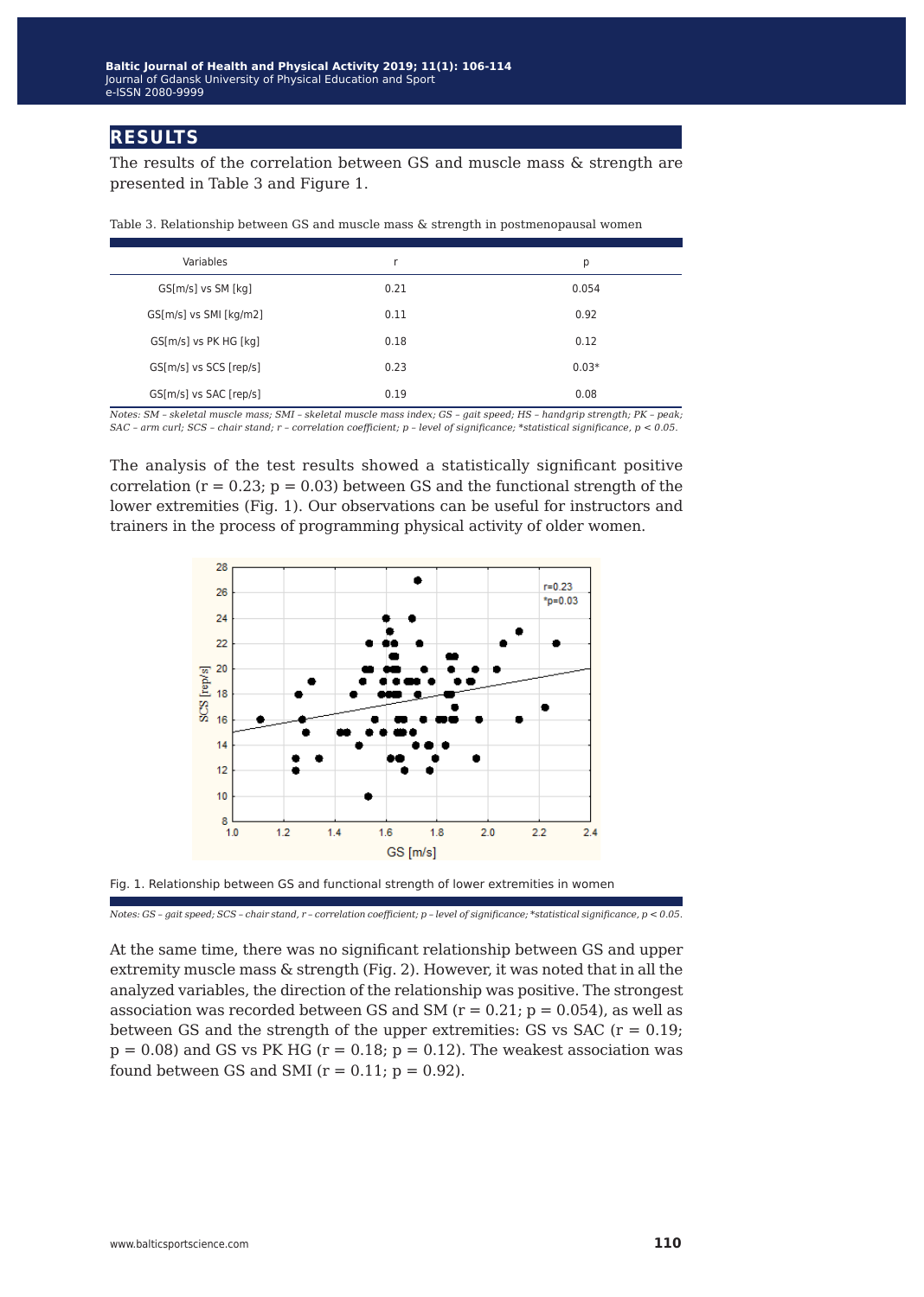## RESULTS

The results of the correlation between GS and muscle mass & strength are presented in Table 3 and Figure 1.

Table 3. Relationship between GS and muscle mass & strength in postmenopausal women

| Variables | r | p |
|---|---|---|
| GS[m/s] vs SM [kg] | 0.21 | 0.054 |
| GS[m/s] vs SMI [kg/m2] | 0.11 | 0.92 |
| GS[m/s] vs PK HG [kg] | 0.18 | 0.12 |
| GS[m/s] vs SCS [rep/s] | 0.23 | 0.03* |
| GS[m/s] vs SAC [rep/s] | 0.19 | 0.08 |

*Notes: SM – skeletal muscle mass; SMI – skeletal muscle mass index; GS – gait speed; HS – handgrip strength; PK – peak; SAC – arm curl; SCS – chair stand; r – correlation coefficient; p – level of significance; *statistical significance, $p < 0.05$.*

The analysis of the test results showed a statistically significant positive correlation ($r = 0.23$; $p = 0.03$) between GS and the functional strength of the lower extremities (Fig. 1). Our observations can be useful for instructors and trainers in the process of programming physical activity of older women.

Fig. 1. Relationship between GS and functional strength of lower extremities in women

*Notes: GS – gait speed; SCS – chair stand, r – correlation coefficient; p – level of significance; *statistical significance, $p < 0.05$.*

At the same time, there was no significant relationship between GS and upper extremity muscle mass & strength (Fig. 2). However, it was noted that in all the analyzed variables, the direction of the relationship was positive. The strongest association was recorded between GS and SM ($r = 0.21$; $p = 0.054$), as well as between GS and the strength of the upper extremities: GS vs SAC ($r = 0.19$; $p = 0.08$) and GS vs PK HG ($r = 0.18$; $p = 0.12$). The weakest association was found between GS and SMI ($r = 0.11$; $p = 0.92$).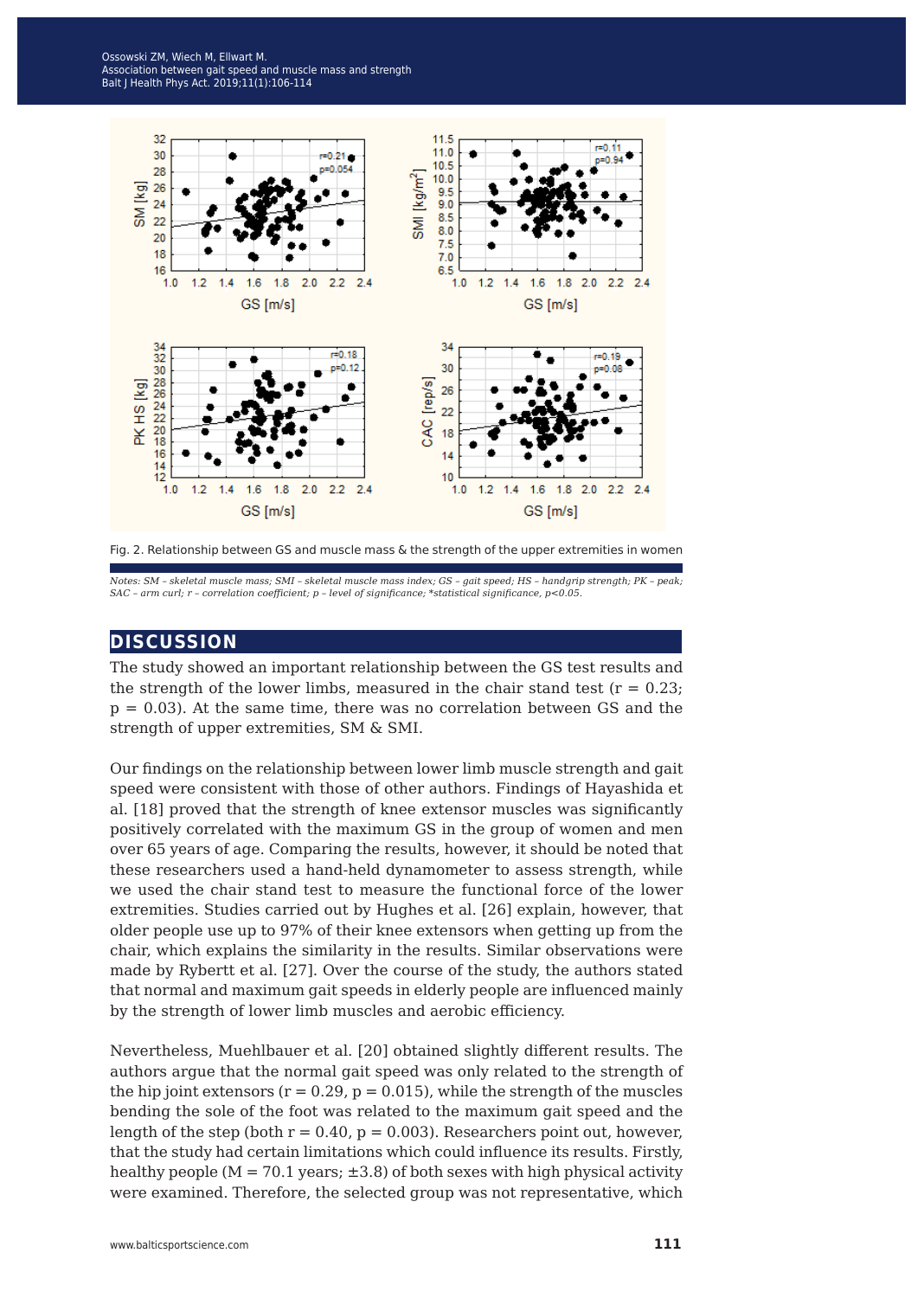Fig. 2. Relationship between GS and muscle mass & the strength of the upper extremities in women

*Notes: SM – skeletal muscle mass; SMI – skeletal muscle mass index; GS – gait speed; HS – handgrip strength; PK – peak; SAC – arm curl; r – correlation coefficient; p – level of significance; \*statistical significance, p<0.05.*

## DISCUSSION

The study showed an important relationship between the GS test results and the strength of the lower limbs, measured in the chair stand test ($r = 0.23$; $p = 0.03$). At the same time, there was no correlation between GS and the strength of upper extremities, SM & SMI.

Our findings on the relationship between lower limb muscle strength and gait speed were consistent with those of other authors. Findings of Hayashida et al. [18] proved that the strength of knee extensor muscles was significantly positively correlated with the maximum GS in the group of women and men over 65 years of age. Comparing the results, however, it should be noted that these researchers used a hand-held dynamometer to assess strength, while we used the chair stand test to measure the functional force of the lower extremities. Studies carried out by Hughes et al. [26] explain, however, that older people use up to 97% of their knee extensors when getting up from the chair, which explains the similarity in the results. Similar observations were made by Rybertt et al. [27]. Over the course of the study, the authors stated that normal and maximum gait speeds in elderly people are influenced mainly by the strength of lower limb muscles and aerobic efficiency.

Nevertheless, Muehlbauer et al. [20] obtained slightly different results. The authors argue that the normal gait speed was only related to the strength of the hip joint extensors ($r = 0.29$, $p = 0.015$), while the strength of the muscles bending the sole of the foot was related to the maximum gait speed and the length of the step (both $r = 0.40$, $p = 0.003$). Researchers point out, however, that the study had certain limitations which could influence its results. Firstly, healthy people ($M = 70.1$ years; $\pm 3.8$) of both sexes with high physical activity were examined. Therefore, the selected group was not representative, which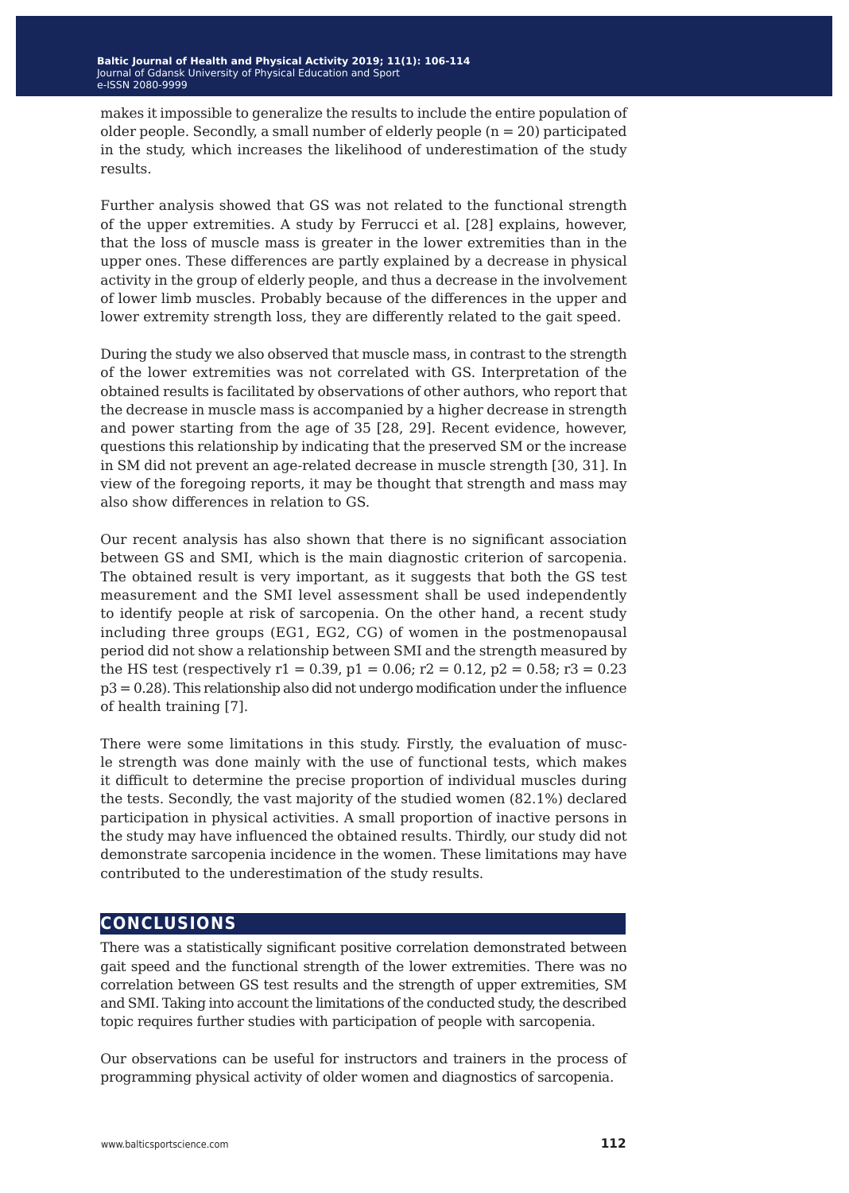makes it impossible to generalize the results to include the entire population of older people. Secondly, a small number of elderly people ($n = 20$) participated in the study, which increases the likelihood of underestimation of the study results.

Further analysis showed that GS was not related to the functional strength of the upper extremities. A study by Ferrucci et al. [28] explains, however, that the loss of muscle mass is greater in the lower extremities than in the upper ones. These differences are partly explained by a decrease in physical activity in the group of elderly people, and thus a decrease in the involvement of lower limb muscles. Probably because of the differences in the upper and lower extremity strength loss, they are differently related to the gait speed.

During the study we also observed that muscle mass, in contrast to the strength of the lower extremities was not correlated with GS. Interpretation of the obtained results is facilitated by observations of other authors, who report that the decrease in muscle mass is accompanied by a higher decrease in strength and power starting from the age of 35 [28, 29]. Recent evidence, however, questions this relationship by indicating that the preserved SM or the increase in SM did not prevent an age-related decrease in muscle strength [30, 31]. In view of the foregoing reports, it may be thought that strength and mass may also show differences in relation to GS.

Our recent analysis has also shown that there is no significant association between GS and SMI, which is the main diagnostic criterion of sarcopenia. The obtained result is very important, as it suggests that both the GS test measurement and the SMI level assessment shall be used independently to identify people at risk of sarcopenia. On the other hand, a recent study including three groups (EG1, EG2, CG) of women in the postmenopausal period did not show a relationship between SMI and the strength measured by the HS test (respectively $r1 = 0.39$, $p1 = 0.06$; $r2 = 0.12$, $p2 = 0.58$; $r3 = 0.23$ $p3 = 0.28$). This relationship also did not undergo modification under the influence of health training [7].

There were some limitations in this study. Firstly, the evaluation of muscle strength was done mainly with the use of functional tests, which makes it difficult to determine the precise proportion of individual muscles during the tests. Secondly, the vast majority of the studied women (82.1%) declared participation in physical activities. A small proportion of inactive persons in the study may have influenced the obtained results. Thirdly, our study did not demonstrate sarcopenia incidence in the women. These limitations may have contributed to the underestimation of the study results.

## CONCLUSIONS

There was a statistically significant positive correlation demonstrated between gait speed and the functional strength of the lower extremities. There was no correlation between GS test results and the strength of upper extremities, SM and SMI. Taking into account the limitations of the conducted study, the described topic requires further studies with participation of people with sarcopenia.

Our observations can be useful for instructors and trainers in the process of programming physical activity of older women and diagnostics of sarcopenia.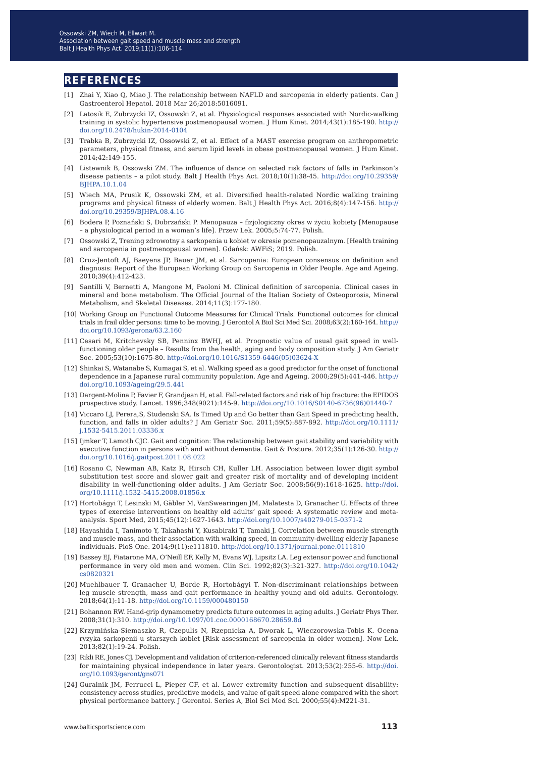## REFERENCES

[1] Zhai Y, Xiao Q, Miao J. The relationship between NAFLD and sarcopenia in elderly patients. Can J Gastroenterol Hepatol. 2018 Mar 26;2018:5016091.

[2] Latosik E, Zubrzycki IZ, Ossowski Z, et al. Physiological responses associated with Nordic-walking training in systolic hypertensive postmenopausal women. J Hum Kinet. 2014;43(1):185-190. http://doi.org/10.2478/hukin-2014-0104

[3] Trabka B, Zubrzycki IZ, Ossowski Z, et al. Effect of a MAST exercise program on anthropometric parameters, physical fitness, and serum lipid levels in obese postmenopausal women. J Hum Kinet. 2014;42:149-155.

[4] Listewnik B, Ossowski ZM. The influence of dance on selected risk factors of falls in Parkinson's disease patients – a pilot study. Balt J Health Phys Act. 2018;10(1):38-45. http://doi.org/10.29359/BJHPA.10.1.04

[5] Wiech MA, Prusik K, Ossowski ZM, et al. Diversified health-related Nordic walking training programs and physical fitness of elderly women. Balt J Health Phys Act. 2016;8(4):147-156. http://doi.org/10.29359/BJHPA.08.4.16

[6] Bodera P, Poznański S, Dobrzański P. Menopauza – fizjologiczny okres w życiu kobiety [Menopause – a physiological period in a woman's life]. Przew Lek. 2005;5:74-77. Polish.

[7] Ossowski Z, Trening zdrowotny a sarkopenia u kobiet w okresie pomenopauzalnym. [Health training and sarcopenia in postmenopausal women]. Gdańsk: AWFiS; 2019. Polish.

[8] Cruz-Jentoft AJ, Baeyens JP, Bauer JM, et al. Sarcopenia: European consensus on definition and diagnosis: Report of the European Working Group on Sarcopenia in Older People. Age and Ageing. 2010;39(4):412-423.

[9] Santilli V, Bernetti A, Mangone M, Paoloni M. Clinical definition of sarcopenia. Clinical cases in mineral and bone metabolism. The Official Journal of the Italian Society of Osteoporosis, Mineral Metabolism, and Skeletal Diseases. 2014;11(3):177-180.

[10] Working Group on Functional Outcome Measures for Clinical Trials. Functional outcomes for clinical trials in frail older persons: time to be moving. J Gerontol A Biol Sci Med Sci. 2008;63(2):160-164. http://doi.org/10.1093/gerona/63.2.160

[11] Cesari M, Kritchevsky SB, Penninx BWHJ, et al. Prognostic value of usual gait speed in well-functioning older people – Results from the health, aging and body composition study. J Am Geriatr Soc. 2005;53(10):1675-80. http://doi.org/10.1016/S1359-6446(05)03624-X

[12] Shinkai S, Watanabe S, Kumagai S, et al. Walking speed as a good predictor for the onset of functional dependence in a Japanese rural community population. Age and Ageing. 2000;29(5):441-446. http://doi.org/10.1093/ageing/29.5.441

[13] Dargent-Molina P, Favier F, Grandjean H, et al. Fall-related factors and risk of hip fracture: the EPIDOS prospective study. Lancet. 1996;348(9021):145-9. http://doi.org/10.1016/S0140-6736(96)01440-7

[14] Viccaro LJ, Perera,S, Studenski SA. Is Timed Up and Go better than Gait Speed in predicting health, function, and falls in older adults? J Am Geriatr Soc. 2011;59(5):887-892. http://doi.org/10.1111/j.1532-5415.2011.03336.x

[15] Ijmker T, Lamoth CJC. Gait and cognition: The relationship between gait stability and variability with executive function in persons with and without dementia. Gait & Posture. 2012;35(1):126-30. http://doi.org/10.1016/j.gaitpost.2011.08.022

[16] Rosano C, Newman AB, Katz R, Hirsch CH, Kuller LH. Association between lower digit symbol substitution test score and slower gait and greater risk of mortality and of developing incident disability in well-functioning older adults. J Am Geriatr Soc. 2008;56(9):1618-1625. http://doi.org/10.1111/j.1532-5415.2008.01856.x

[17] Hortobágyi T, Lesinski M, Gäbler M, VanSwearingen JM, Malatesta D, Granacher U. Effects of three types of exercise interventions on healthy old adults' gait speed: A systematic review and meta-analysis. Sport Med, 2015;45(12):1627-1643. http://doi.org/10.1007/s40279-015-0371-2

[18] Hayashida I, Tanimoto Y, Takahashi Y, Kusabiraki T, Tamaki J. Correlation between muscle strength and muscle mass, and their association with walking speed, in community-dwelling elderly Japanese individuals. PloS One. 2014;9(11):e111810. http://doi.org/10.1371/journal.pone.0111810

[19] Bassey EJ, Fiatarone MA, O'Neill EF, Kelly M, Evans WJ, Lipsitz LA. Leg extensor power and functional performance in very old men and women. Clin Sci. 1992;82(3):321-327. http://doi.org/10.1042/cs0820321

[20] Muehlbauer T, Granacher U, Borde R, Hortobágyi T. Non-discriminant relationships between leg muscle strength, mass and gait performance in healthy young and old adults. Gerontology. 2018;64(1):11-18. http://doi.org/10.1159/000480150

[21] Bohannon RW. Hand-grip dynamometry predicts future outcomes in aging adults. J Geriatr Phys Ther. 2008;31(1):310. http://doi.org/10.1097/01.coc.0000168670.28659.8d

[22] Krzymińska-Siemaszko R, Czepulis N, Rzepnicka A, Dworak L, Wieczorowska-Tobis K. Ocena ryzyka sarkopenii u starszych kobiet [Risk assessment of sarcopenia in older women]. Now Lek. 2013;82(1):19-24. Polish.

[23] Rikli RE, Jones CJ. Development and validation of criterion-referenced clinically relevant fitness standards for maintaining physical independence in later years. Gerontologist. 2013;53(2):255-6. http://doi.org/10.1093/geront/gns071

[24] Guralnik JM, Ferrucci L, Pieper CF, et al. Lower extremity function and subsequent disability: consistency across studies, predictive models, and value of gait speed alone compared with the short physical performance battery. J Gerontol. Series A, Biol Sci Med Sci. 2000;55(4):M221-31.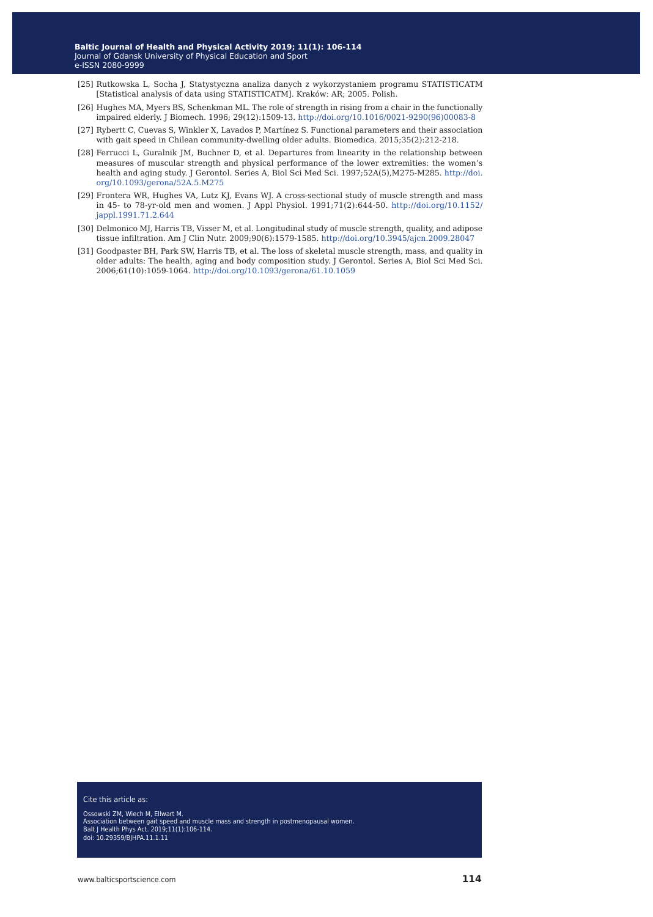[25] Rutkowska L, Socha J, Statystyczna analiza danych z wykorzystaniem programu STATISTICATM [Statistical analysis of data using STATISTICATM]. Kraków: AR; 2005. Polish.

[26] Hughes MA, Myers BS, Schenkman ML. The role of strength in rising from a chair in the functionally impaired elderly. J Biomech. 1996; 29(12):1509-13. http://doi.org/10.1016/0021-9290(96)00083-8

[27] Rybertt C, Cuevas S, Winkler X, Lavados P, Martínez S. Functional parameters and their association with gait speed in Chilean community-dwelling older adults. Biomedica. 2015;35(2):212-218.

[28] Ferrucci L, Guralnik JM, Buchner D, et al. Departures from linearity in the relationship between measures of muscular strength and physical performance of the lower extremities: the women's health and aging study. J Gerontol. Series A, Biol Sci Med Sci. 1997;52A(5),M275-M285. http://doi.org/10.1093/gerona/52A.5.M275

[29] Frontera WR, Hughes VA, Lutz KJ, Evans WJ. A cross-sectional study of muscle strength and mass in 45- to 78-yr-old men and women. J Appl Physiol. 1991;71(2):644-50. http://doi.org/10.1152/jappl.1991.71.2.644

[30] Delmonico MJ, Harris TB, Visser M, et al. Longitudinal study of muscle strength, quality, and adipose tissue infiltration. Am J Clin Nutr. 2009;90(6):1579-1585. http://doi.org/10.3945/ajcn.2009.28047

[31] Goodpaster BH, Park SW, Harris TB, et al. The loss of skeletal muscle strength, mass, and quality in older adults: The health, aging and body composition study. J Gerontol. Series A, Biol Sci Med Sci. 2006;61(10):1059-1064. http://doi.org/10.1093/gerona/61.10.1059

Cite this article as:

Ossowski ZM, Wiech M, Ellwart M.
Association between gait speed and muscle mass and strength in postmenopausal women.
Balt J Health Phys Act. 2019;11(1):106-114.
doi: 10.29359/BJHPA.11.1.11